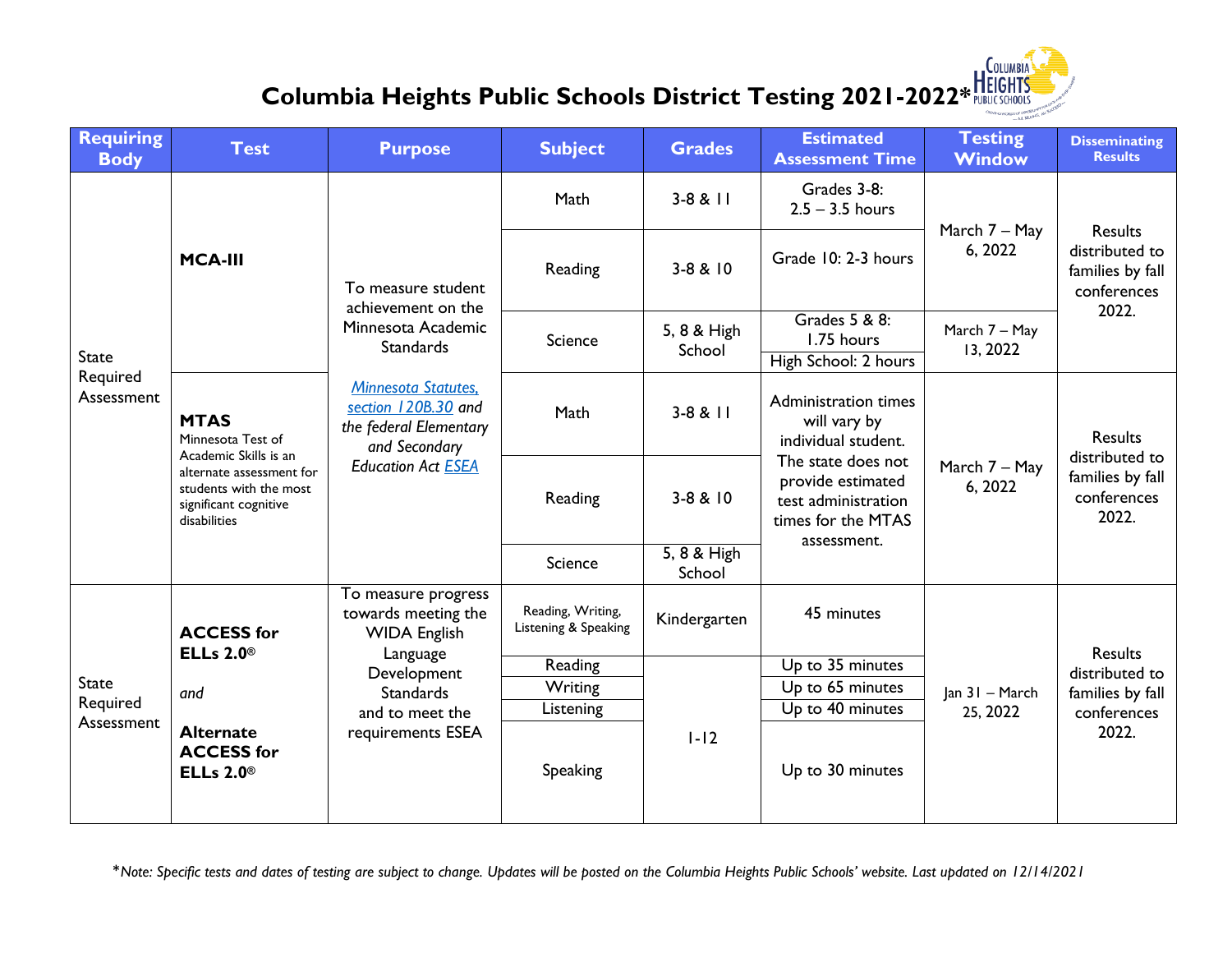# Columbia Heights Public Schools District Testing 2021-2022*

| Requiring Body | Test | Purpose | Subject | Grades | Estimated Assessment Time | Testing Window | Disseminating Results |
|---|---|---|---|---|---|---|---|
| State Required Assessment | **MCA-III** | To measure student achievement on the Minnesota Academic Standards<br><br>*Minnesota Statutes, section 120B.30 and the federal Elementary and Secondary Education Act ESEA* | Math | 3-8 & 11 | Grades 3-8: 2.5 – 3.5 hours | March 7 – May 6, 2022 | Results distributed to families by fall conferences 2022. |
| | | | Reading | 3-8 & 10 | Grade 10: 2-3 hours | | |
| | | | Science | 5, 8 & High School | Grades 5 & 8: 1.75 hours<br>High School: 2 hours | March 7 – May 13, 2022 | |
| | **MTAS**<br>Minnesota Test of Academic Skills is an alternate assessment for students with the most significant cognitive disabilities | | Math | 3-8 & 11 | Administration times will vary by individual student. The state does not provide estimated test administration times for the MTAS assessment. | March 7 – May 6, 2022 | Results distributed to families by fall conferences 2022. |
| | | | Reading | 3-8 & 10 | | | |
| | | | Science | 5, 8 & High School | | | |
| State Required Assessment | **ACCESS for ELLs 2.0®**<br><br>*and*<br><br>**Alternate ACCESS for ELLs 2.0®** | To measure progress towards meeting the WIDA English Language Development Standards and to meet the requirements ESEA | Reading, Writing, Listening & Speaking | Kindergarten | 45 minutes | Jan 31 – March 25, 2022 | Results distributed to families by fall conferences 2022. |
| | | | Reading | 1-12 | Up to 35 minutes | | |
| | | | Writing | | Up to 65 minutes | | |
| | | | Listening | | Up to 40 minutes | | |
| | | | Speaking | | Up to 30 minutes | | |

*\*Note: Specific tests and dates of testing are subject to change. Updates will be posted on the Columbia Heights Public Schools' website. Last updated on 12/14/2021*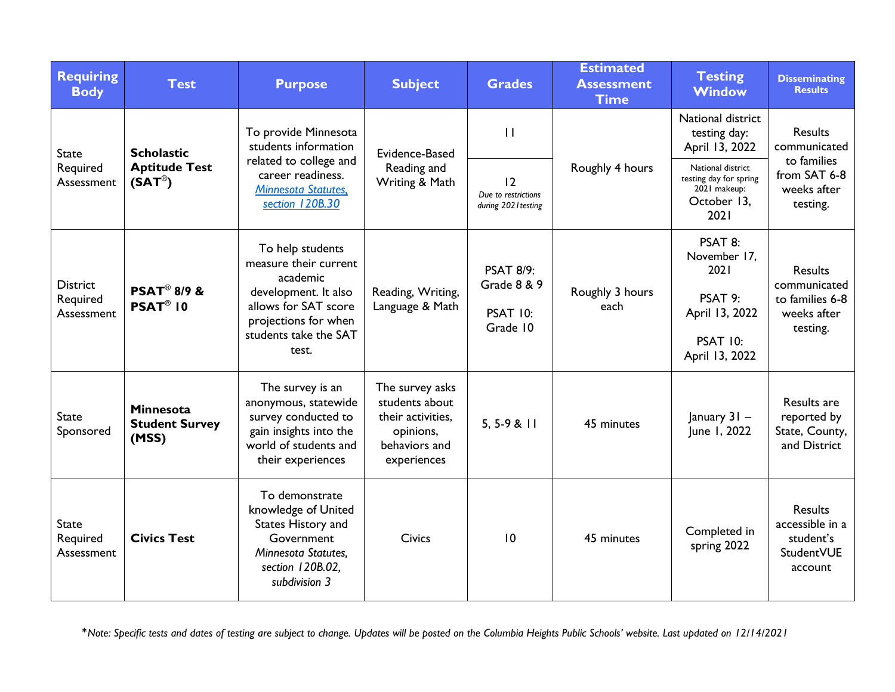| Requiring Body | Test | Purpose | Subject | Grades | Estimated Assessment Time | Testing Window | Disseminating Results |
|---|---|---|---|---|---|---|---|
| State Required Assessment | **Scholastic Aptitude Test (SAT®)** | To provide Minnesota students information related to college and career readiness. *Minnesota Statutes, section 120B.30* | Evidence-Based Reading and Writing & Math | 11 | Roughly 4 hours | National district testing day: April 13, 2022 | Results communicated to families from SAT 6-8 weeks after testing. |
| | | | | 12 *Due to restrictions during 2021testing* | | National district testing day for spring 2021 makeup: October 13, 2021 | |
| District Required Assessment | **PSAT® 8/9 & PSAT® 10** | To help students measure their current academic development. It also allows for SAT score projections for when students take the SAT test. | Reading, Writing, Language & Math | PSAT 8/9: Grade 8 & 9<br><br>PSAT 10: Grade 10 | Roughly 3 hours each | PSAT 8: November 17, 2021<br><br>PSAT 9: April 13, 2022<br><br>PSAT 10: April 13, 2022 | Results communicated to families 6-8 weeks after testing. |
| State Sponsored | **Minnesota Student Survey (MSS)** | The survey is an anonymous, statewide survey conducted to gain insights into the world of students and their experiences | The survey asks students about their activities, opinions, behaviors and experiences | 5, 5-9 & 11 | 45 minutes | January 31 – June 1, 2022 | Results are reported by State, County, and District |
| State Required Assessment | **Civics Test** | To demonstrate knowledge of United States History and Government *Minnesota Statutes, section 120B.02, subdivision 3* | Civics | 10 | 45 minutes | Completed in spring 2022 | Results accessible in a student's StudentVUE account |

*\*Note: Specific tests and dates of testing are subject to change. Updates will be posted on the Columbia Heights Public Schools' website. Last updated on 12/14/2021*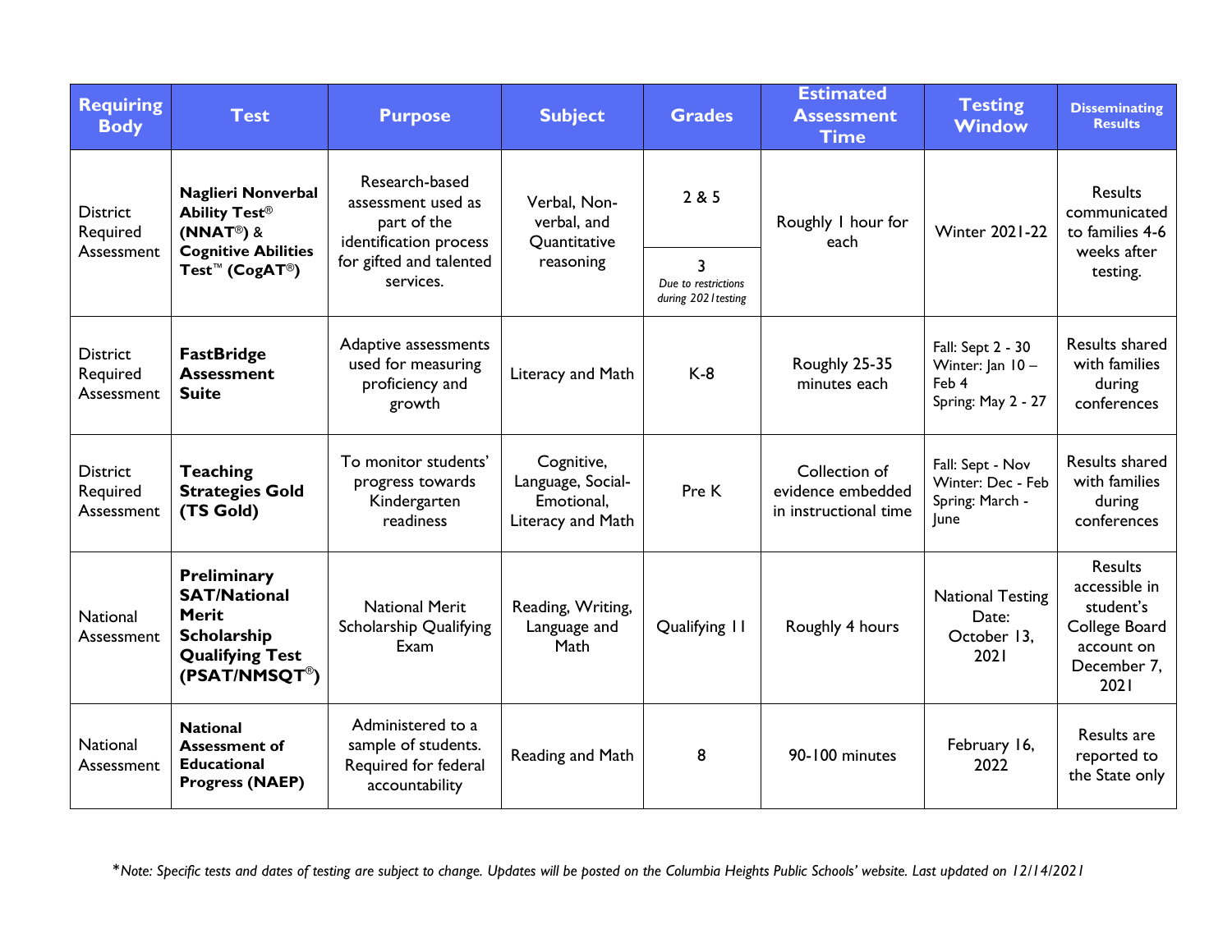| Requiring Body | Test | Purpose | Subject | Grades | Estimated Assessment Time | Testing Window | Disseminating Results |
|---|---|---|---|---|---|---|---|
| District Required Assessment | **Naglieri Nonverbal Ability Test® (NNAT®) & Cognitive Abilities Test™ (CogAT®)** | Research-based assessment used as part of the identification process for gifted and talented services. | Verbal, Non-verbal, and Quantitative reasoning | 2 & 5<br>3 *Due to restrictions during 2021testing* | Roughly 1 hour for each | Winter 2021-22 | Results communicated to families 4-6 weeks after testing. |
| District Required Assessment | **FastBridge Assessment Suite** | Adaptive assessments used for measuring proficiency and growth | Literacy and Math | K-8 | Roughly 25-35 minutes each | Fall: Sept 2 - 30<br>Winter: Jan 10 – Feb 4<br>Spring: May 2 - 27 | Results shared with families during conferences |
| District Required Assessment | **Teaching Strategies Gold (TS Gold)** | To monitor students' progress towards Kindergarten readiness | Cognitive, Language, Social-Emotional, Literacy and Math | Pre K | Collection of evidence embedded in instructional time | Fall: Sept - Nov<br>Winter: Dec - Feb<br>Spring: March - June | Results shared with families during conferences |
| National Assessment | **Preliminary SAT/National Merit Scholarship Qualifying Test (PSAT/NMSQT®)** | National Merit Scholarship Qualifying Exam | Reading, Writing, Language and Math | Qualifying 11 | Roughly 4 hours | National Testing Date: October 13, 2021 | Results accessible in student's College Board account on December 7, 2021 |
| National Assessment | **National Assessment of Educational Progress (NAEP)** | Administered to a sample of students. Required for federal accountability | Reading and Math | 8 | 90-100 minutes | February 16, 2022 | Results are reported to the State only |

**Note:* *Specific tests and dates of testing are subject to change. Updates will be posted on the Columbia Heights Public Schools' website. Last updated on 12/14/2021*